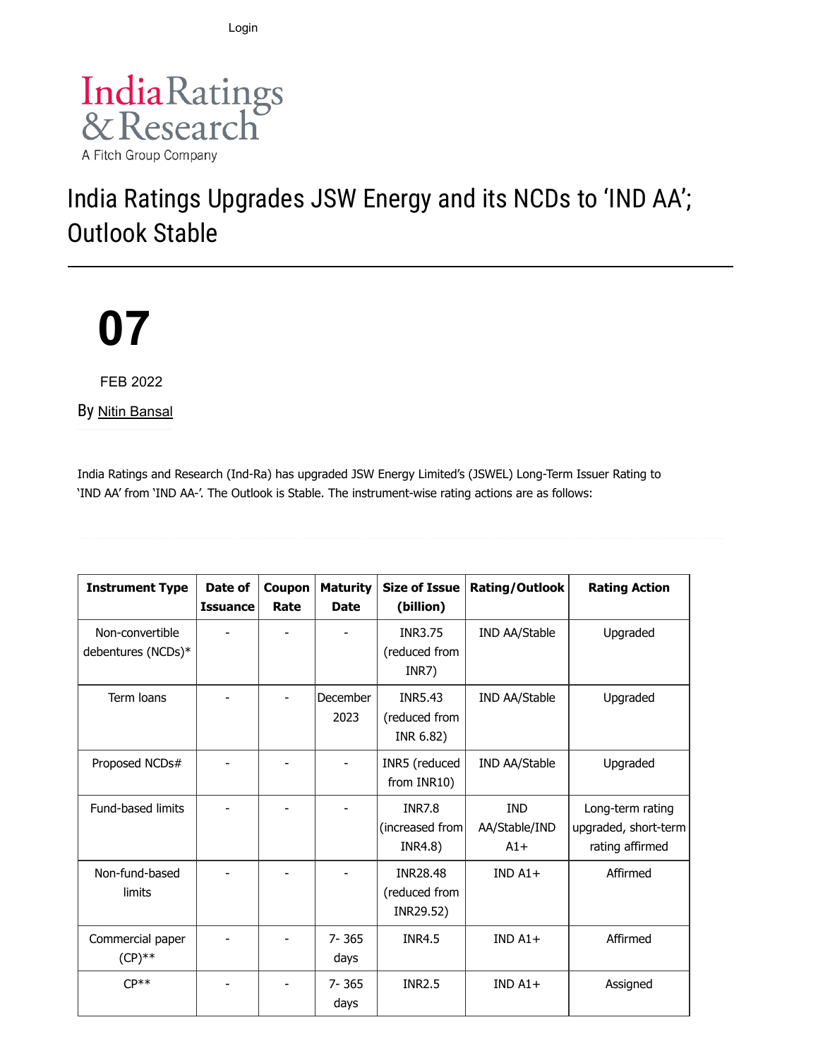Login

India Ratings & Research

A Fitch Group Company

# India Ratings Upgrades JSW Energy and its NCDs to 'IND AA'; Outlook Stable

07

FEB 2022

By Nitin Bansal

India Ratings and Research (Ind-Ra) has upgraded JSW Energy Limited's (JSWEL) Long-Term Issuer Rating to 'IND AA' from 'IND AA-'. The Outlook is Stable. The instrument-wise rating actions are as follows:

| Instrument Type | Date of Issuance | Coupon Rate | Maturity Date | Size of Issue (billion) | Rating/Outlook | Rating Action |
|---|---|---|---|---|---|---|
| Non-convertible debentures (NCDs)* | - | - | - | INR3.75 (reduced from INR7) | IND AA/Stable | Upgraded |
| Term loans | - | - | December 2023 | INR5.43 (reduced from INR 6.82) | IND AA/Stable | Upgraded |
| Proposed NCDs# | - | - | - | INR5 (reduced from INR10) | IND AA/Stable | Upgraded |
| Fund-based limits | - | - | - | INR7.8 (increased from INR4.8) | IND AA/Stable/IND A1+ | Long-term rating upgraded, short-term rating affirmed |
| Non-fund-based limits | - | - | - | INR28.48 (reduced from INR29.52) | IND A1+ | Affirmed |
| Commercial paper (CP)** | - | - | 7- 365 days | INR4.5 | IND A1+ | Affirmed |
| CP** | - | - | 7- 365 days | INR2.5 | IND A1+ | Assigned |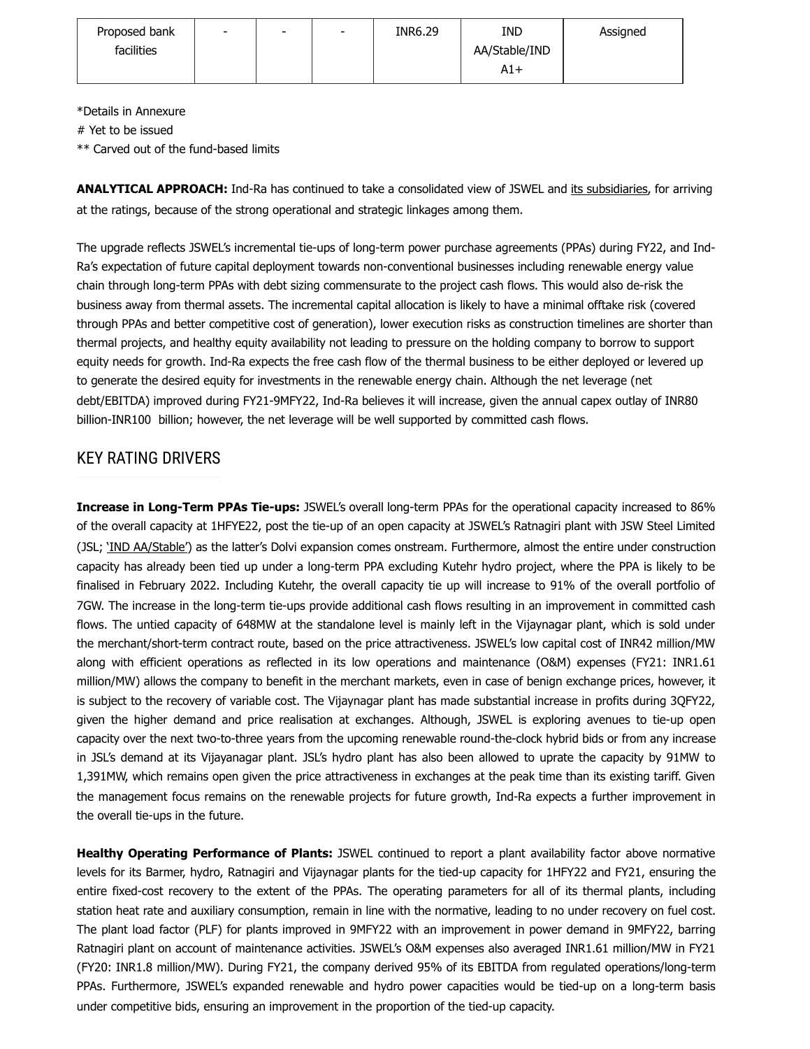| Proposed bank facilities | - | - | - | INR6.29 | IND AA/Stable/IND A1+ | Assigned |
|---|---|---|---|---|---|---|

*Details in Annexure

# Yet to be issued

** Carved out of the fund-based limits

**ANALYTICAL APPROACH:** Ind-Ra has continued to take a consolidated view of JSWEL and its subsidiaries, for arriving at the ratings, because of the strong operational and strategic linkages among them.

The upgrade reflects JSWEL's incremental tie-ups of long-term power purchase agreements (PPAs) during FY22, and Ind-Ra's expectation of future capital deployment towards non-conventional businesses including renewable energy value chain through long-term PPAs with debt sizing commensurate to the project cash flows. This would also de-risk the business away from thermal assets. The incremental capital allocation is likely to have a minimal offtake risk (covered through PPAs and better competitive cost of generation), lower execution risks as construction timelines are shorter than thermal projects, and healthy equity availability not leading to pressure on the holding company to borrow to support equity needs for growth. Ind-Ra expects the free cash flow of the thermal business to be either deployed or levered up to generate the desired equity for investments in the renewable energy chain. Although the net leverage (net debt/EBITDA) improved during FY21-9MFY22, Ind-Ra believes it will increase, given the annual capex outlay of INR80 billion-INR100 billion; however, the net leverage will be well supported by committed cash flows.

## KEY RATING DRIVERS

**Increase in Long-Term PPAs Tie-ups:** JSWEL's overall long-term PPAs for the operational capacity increased to 86% of the overall capacity at 1HFYE22, post the tie-up of an open capacity at JSWEL's Ratnagiri plant with JSW Steel Limited (JSL; 'IND AA/Stable') as the latter's Dolvi expansion comes onstream. Furthermore, almost the entire under construction capacity has already been tied up under a long-term PPA excluding Kutehr hydro project, where the PPA is likely to be finalised in February 2022. Including Kutehr, the overall capacity tie up will increase to 91% of the overall portfolio of 7GW. The increase in the long-term tie-ups provide additional cash flows resulting in an improvement in committed cash flows. The untied capacity of 648MW at the standalone level is mainly left in the Vijaynagar plant, which is sold under the merchant/short-term contract route, based on the price attractiveness. JSWEL's low capital cost of INR42 million/MW along with efficient operations as reflected in its low operations and maintenance (O&M) expenses (FY21: INR1.61 million/MW) allows the company to benefit in the merchant markets, even in case of benign exchange prices, however, it is subject to the recovery of variable cost. The Vijaynagar plant has made substantial increase in profits during 3QFY22, given the higher demand and price realisation at exchanges. Although, JSWEL is exploring avenues to tie-up open capacity over the next two-to-three years from the upcoming renewable round-the-clock hybrid bids or from any increase in JSL's demand at its Vijayanagar plant. JSL's hydro plant has also been allowed to uprate the capacity by 91MW to 1,391MW, which remains open given the price attractiveness in exchanges at the peak time than its existing tariff. Given the management focus remains on the renewable projects for future growth, Ind-Ra expects a further improvement in the overall tie-ups in the future.

**Healthy Operating Performance of Plants:** JSWEL continued to report a plant availability factor above normative levels for its Barmer, hydro, Ratnagiri and Vijaynagar plants for the tied-up capacity for 1HFY22 and FY21, ensuring the entire fixed-cost recovery to the extent of the PPAs. The operating parameters for all of its thermal plants, including station heat rate and auxiliary consumption, remain in line with the normative, leading to no under recovery on fuel cost. The plant load factor (PLF) for plants improved in 9MFY22 with an improvement in power demand in 9MFY22, barring Ratnagiri plant on account of maintenance activities. JSWEL's O&M expenses also averaged INR1.61 million/MW in FY21 (FY20: INR1.8 million/MW). During FY21, the company derived 95% of its EBITDA from regulated operations/long-term PPAs. Furthermore, JSWEL's expanded renewable and hydro power capacities would be tied-up on a long-term basis under competitive bids, ensuring an improvement in the proportion of the tied-up capacity.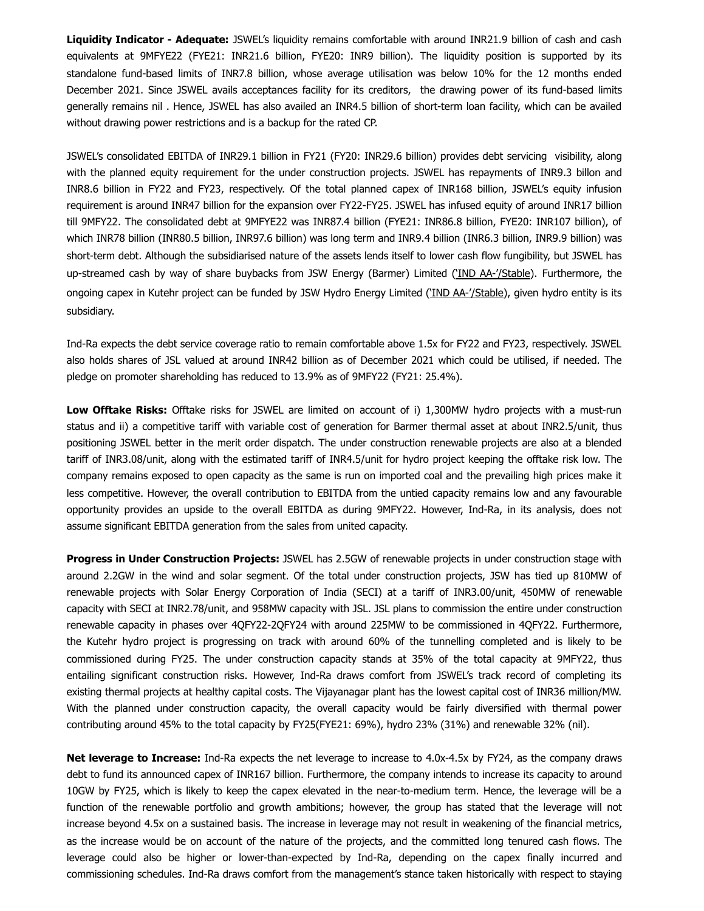**Liquidity Indicator - Adequate:** JSWEL's liquidity remains comfortable with around INR21.9 billion of cash and cash equivalents at 9MFYE22 (FYE21: INR21.6 billion, FYE20: INR9 billion). The liquidity position is supported by its standalone fund-based limits of INR7.8 billion, whose average utilisation was below 10% for the 12 months ended December 2021. Since JSWEL avails acceptances facility for its creditors, the drawing power of its fund-based limits generally remains nil . Hence, JSWEL has also availed an INR4.5 billion of short-term loan facility, which can be availed without drawing power restrictions and is a backup for the rated CP.

JSWEL's consolidated EBITDA of INR29.1 billion in FY21 (FY20: INR29.6 billion) provides debt servicing visibility, along with the planned equity requirement for the under construction projects. JSWEL has repayments of INR9.3 billon and INR8.6 billion in FY22 and FY23, respectively. Of the total planned capex of INR168 billion, JSWEL's equity infusion requirement is around INR47 billion for the expansion over FY22-FY25. JSWEL has infused equity of around INR17 billion till 9MFY22. The consolidated debt at 9MFYE22 was INR87.4 billion (FYE21: INR86.8 billion, FYE20: INR107 billion), of which INR78 billion (INR80.5 billion, INR97.6 billion) was long term and INR9.4 billion (INR6.3 billion, INR9.9 billion) was short-term debt. Although the subsidiarised nature of the assets lends itself to lower cash flow fungibility, but JSWEL has up-streamed cash by way of share buybacks from JSW Energy (Barmer) Limited ('IND AA-'/Stable). Furthermore, the ongoing capex in Kutehr project can be funded by JSW Hydro Energy Limited ('IND AA-'/Stable), given hydro entity is its subsidiary.

Ind-Ra expects the debt service coverage ratio to remain comfortable above 1.5x for FY22 and FY23, respectively. JSWEL also holds shares of JSL valued at around INR42 billion as of December 2021 which could be utilised, if needed. The pledge on promoter shareholding has reduced to 13.9% as of 9MFY22 (FY21: 25.4%).

**Low Offtake Risks:** Offtake risks for JSWEL are limited on account of i) 1,300MW hydro projects with a must-run status and ii) a competitive tariff with variable cost of generation for Barmer thermal asset at about INR2.5/unit, thus positioning JSWEL better in the merit order dispatch. The under construction renewable projects are also at a blended tariff of INR3.08/unit, along with the estimated tariff of INR4.5/unit for hydro project keeping the offtake risk low. The company remains exposed to open capacity as the same is run on imported coal and the prevailing high prices make it less competitive. However, the overall contribution to EBITDA from the untied capacity remains low and any favourable opportunity provides an upside to the overall EBITDA as during 9MFY22. However, Ind-Ra, in its analysis, does not assume significant EBITDA generation from the sales from united capacity.

**Progress in Under Construction Projects:** JSWEL has 2.5GW of renewable projects in under construction stage with around 2.2GW in the wind and solar segment. Of the total under construction projects, JSW has tied up 810MW of renewable projects with Solar Energy Corporation of India (SECI) at a tariff of INR3.00/unit, 450MW of renewable capacity with SECI at INR2.78/unit, and 958MW capacity with JSL. JSL plans to commission the entire under construction renewable capacity in phases over 4QFY22-2QFY24 with around 225MW to be commissioned in 4QFY22. Furthermore, the Kutehr hydro project is progressing on track with around 60% of the tunnelling completed and is likely to be commissioned during FY25. The under construction capacity stands at 35% of the total capacity at 9MFY22, thus entailing significant construction risks. However, Ind-Ra draws comfort from JSWEL's track record of completing its existing thermal projects at healthy capital costs. The Vijayanagar plant has the lowest capital cost of INR36 million/MW. With the planned under construction capacity, the overall capacity would be fairly diversified with thermal power contributing around 45% to the total capacity by FY25(FYE21: 69%), hydro 23% (31%) and renewable 32% (nil).

**Net leverage to Increase:** Ind-Ra expects the net leverage to increase to 4.0x-4.5x by FY24, as the company draws debt to fund its announced capex of INR167 billion. Furthermore, the company intends to increase its capacity to around 10GW by FY25, which is likely to keep the capex elevated in the near-to-medium term. Hence, the leverage will be a function of the renewable portfolio and growth ambitions; however, the group has stated that the leverage will not increase beyond 4.5x on a sustained basis. The increase in leverage may not result in weakening of the financial metrics, as the increase would be on account of the nature of the projects, and the committed long tenured cash flows. The leverage could also be higher or lower-than-expected by Ind-Ra, depending on the capex finally incurred and commissioning schedules. Ind-Ra draws comfort from the management's stance taken historically with respect to staying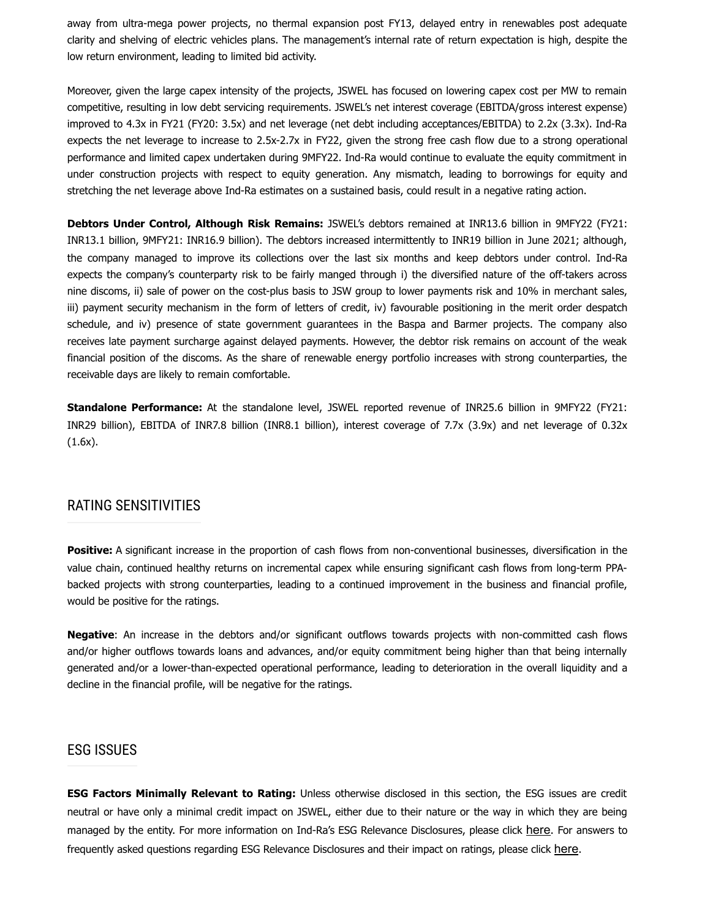away from ultra-mega power projects, no thermal expansion post FY13, delayed entry in renewables post adequate clarity and shelving of electric vehicles plans. The management's internal rate of return expectation is high, despite the low return environment, leading to limited bid activity.

Moreover, given the large capex intensity of the projects, JSWEL has focused on lowering capex cost per MW to remain competitive, resulting in low debt servicing requirements. JSWEL's net interest coverage (EBITDA/gross interest expense) improved to 4.3x in FY21 (FY20: 3.5x) and net leverage (net debt including acceptances/EBITDA) to 2.2x (3.3x). Ind-Ra expects the net leverage to increase to 2.5x-2.7x in FY22, given the strong free cash flow due to a strong operational performance and limited capex undertaken during 9MFY22. Ind-Ra would continue to evaluate the equity commitment in under construction projects with respect to equity generation. Any mismatch, leading to borrowings for equity and stretching the net leverage above Ind-Ra estimates on a sustained basis, could result in a negative rating action.

**Debtors Under Control, Although Risk Remains:** JSWEL's debtors remained at INR13.6 billion in 9MFY22 (FY21: INR13.1 billion, 9MFY21: INR16.9 billion). The debtors increased intermittently to INR19 billion in June 2021; although, the company managed to improve its collections over the last six months and keep debtors under control. Ind-Ra expects the company's counterparty risk to be fairly manged through i) the diversified nature of the off-takers across nine discoms, ii) sale of power on the cost-plus basis to JSW group to lower payments risk and 10% in merchant sales, iii) payment security mechanism in the form of letters of credit, iv) favourable positioning in the merit order despatch schedule, and iv) presence of state government guarantees in the Baspa and Barmer projects. The company also receives late payment surcharge against delayed payments. However, the debtor risk remains on account of the weak financial position of the discoms. As the share of renewable energy portfolio increases with strong counterparties, the receivable days are likely to remain comfortable.

**Standalone Performance:** At the standalone level, JSWEL reported revenue of INR25.6 billion in 9MFY22 (FY21: INR29 billion), EBITDA of INR7.8 billion (INR8.1 billion), interest coverage of 7.7x (3.9x) and net leverage of 0.32x (1.6x).

## RATING SENSITIVITIES

**Positive:** A significant increase in the proportion of cash flows from non-conventional businesses, diversification in the value chain, continued healthy returns on incremental capex while ensuring significant cash flows from long-term PPA-backed projects with strong counterparties, leading to a continued improvement in the business and financial profile, would be positive for the ratings.

**Negative**: An increase in the debtors and/or significant outflows towards projects with non-committed cash flows and/or higher outflows towards loans and advances, and/or equity commitment being higher than that being internally generated and/or a lower-than-expected operational performance, leading to deterioration in the overall liquidity and a decline in the financial profile, will be negative for the ratings.

## ESG ISSUES

**ESG Factors Minimally Relevant to Rating:** Unless otherwise disclosed in this section, the ESG issues are credit neutral or have only a minimal credit impact on JSWEL, either due to their nature or the way in which they are being managed by the entity. For more information on Ind-Ra's ESG Relevance Disclosures, please click here. For answers to frequently asked questions regarding ESG Relevance Disclosures and their impact on ratings, please click here.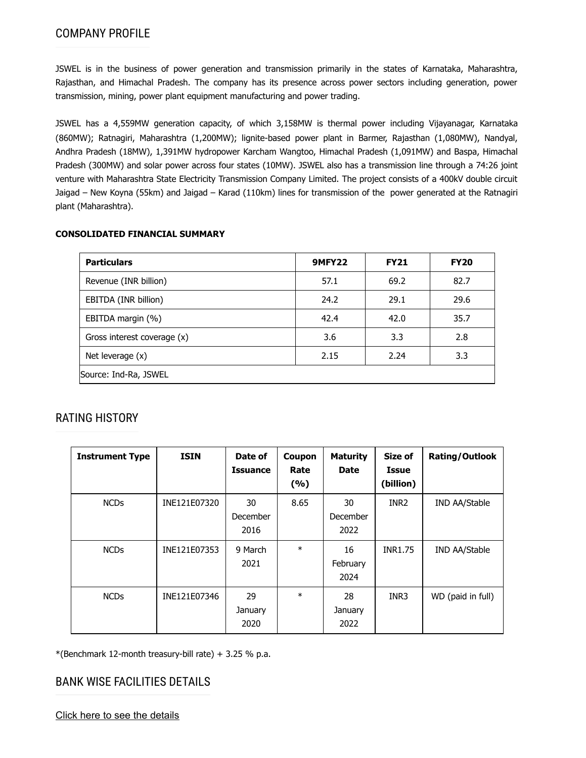## COMPANY PROFILE

JSWEL is in the business of power generation and transmission primarily in the states of Karnataka, Maharashtra, Rajasthan, and Himachal Pradesh. The company has its presence across power sectors including generation, power transmission, mining, power plant equipment manufacturing and power trading.

JSWEL has a 4,559MW generation capacity, of which 3,158MW is thermal power including Vijayanagar, Karnataka (860MW); Ratnagiri, Maharashtra (1,200MW); lignite-based power plant in Barmer, Rajasthan (1,080MW), Nandyal, Andhra Pradesh (18MW), 1,391MW hydropower Karcham Wangtoo, Himachal Pradesh (1,091MW) and Baspa, Himachal Pradesh (300MW) and solar power across four states (10MW). JSWEL also has a transmission line through a 74:26 joint venture with Maharashtra State Electricity Transmission Company Limited. The project consists of a 400kV double circuit Jaigad – New Koyna (55km) and Jaigad – Karad (110km) lines for transmission of the power generated at the Ratnagiri plant (Maharashtra).

**CONSOLIDATED FINANCIAL SUMMARY**

| Particulars | 9MFY22 | FY21 | FY20 |
|---|---|---|---|
| Revenue (INR billion) | 57.1 | 69.2 | 82.7 |
| EBITDA (INR billion) | 24.2 | 29.1 | 29.6 |
| EBITDA margin (%) | 42.4 | 42.0 | 35.7 |
| Gross interest coverage (x) | 3.6 | 3.3 | 2.8 |
| Net leverage (x) | 2.15 | 2.24 | 3.3 |
| Source: Ind-Ra, JSWEL | | | |

## RATING HISTORY

| Instrument Type | ISIN | Date of Issuance | Coupon Rate (%) | Maturity Date | Size of Issue (billion) | Rating/Outlook |
|---|---|---|---|---|---|---|
| NCDs | INE121E07320 | 30 December 2016 | 8.65 | 30 December 2022 | INR2 | IND AA/Stable |
| NCDs | INE121E07353 | 9 March 2021 | * | 16 February 2024 | INR1.75 | IND AA/Stable |
| NCDs | INE121E07346 | 29 January 2020 | * | 28 January 2022 | INR3 | WD (paid in full) |

*(Benchmark 12-month treasury-bill rate) + 3.25 % p.a.

## BANK WISE FACILITIES DETAILS

Click here to see the details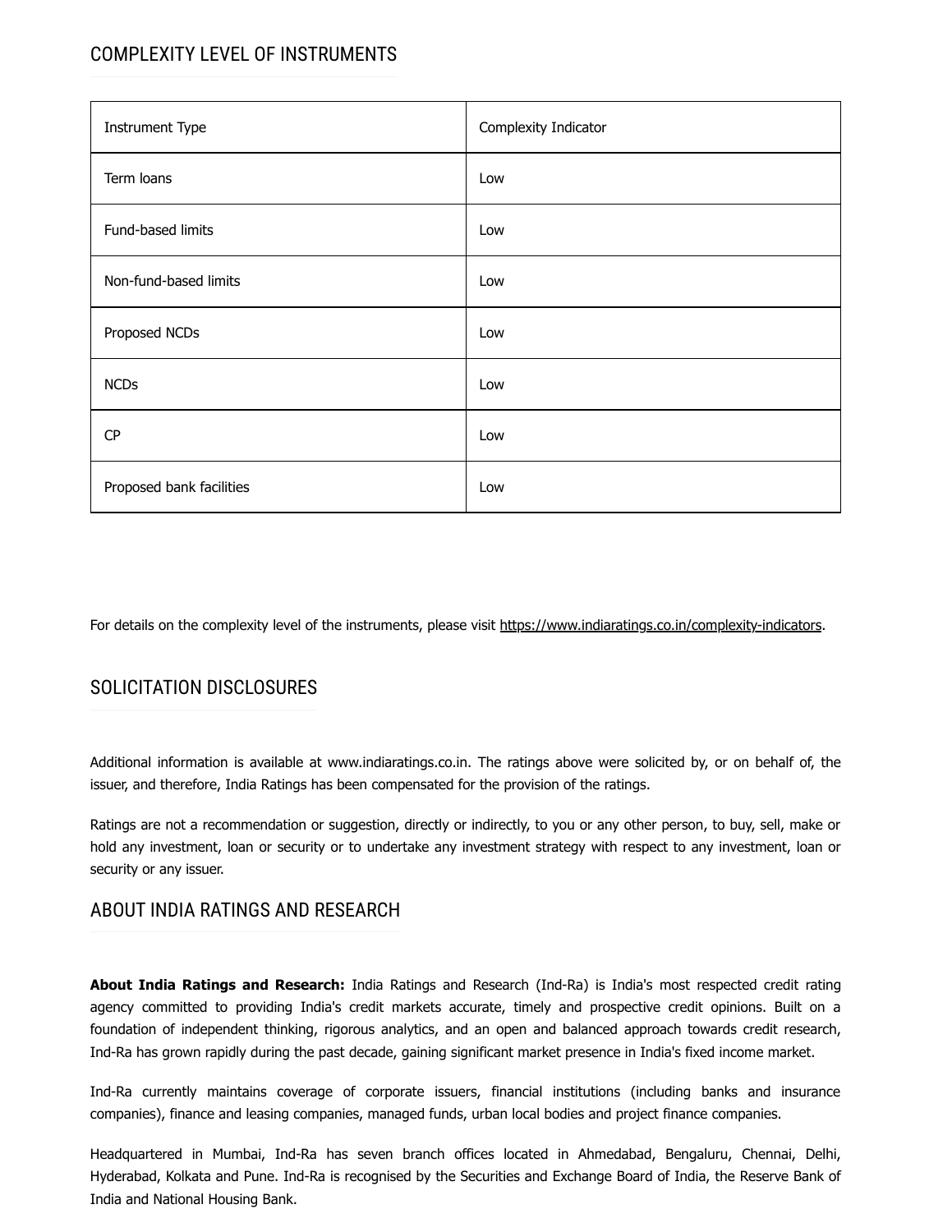## COMPLEXITY LEVEL OF INSTRUMENTS

| Instrument Type | Complexity Indicator |
| --- | --- |
| Term loans | Low |
| Fund-based limits | Low |
| Non-fund-based limits | Low |
| Proposed NCDs | Low |
| NCDs | Low |
| CP | Low |
| Proposed bank facilities | Low |

For details on the complexity level of the instruments, please visit https://www.indiaratings.co.in/complexity-indicators.

## SOLICITATION DISCLOSURES

Additional information is available at www.indiaratings.co.in. The ratings above were solicited by, or on behalf of, the issuer, and therefore, India Ratings has been compensated for the provision of the ratings.

Ratings are not a recommendation or suggestion, directly or indirectly, to you or any other person, to buy, sell, make or hold any investment, loan or security or to undertake any investment strategy with respect to any investment, loan or security or any issuer.

## ABOUT INDIA RATINGS AND RESEARCH

**About India Ratings and Research:** India Ratings and Research (Ind-Ra) is India's most respected credit rating agency committed to providing India's credit markets accurate, timely and prospective credit opinions. Built on a foundation of independent thinking, rigorous analytics, and an open and balanced approach towards credit research, Ind-Ra has grown rapidly during the past decade, gaining significant market presence in India's fixed income market.

Ind-Ra currently maintains coverage of corporate issuers, financial institutions (including banks and insurance companies), finance and leasing companies, managed funds, urban local bodies and project finance companies.

Headquartered in Mumbai, Ind-Ra has seven branch offices located in Ahmedabad, Bengaluru, Chennai, Delhi, Hyderabad, Kolkata and Pune. Ind-Ra is recognised by the Securities and Exchange Board of India, the Reserve Bank of India and National Housing Bank.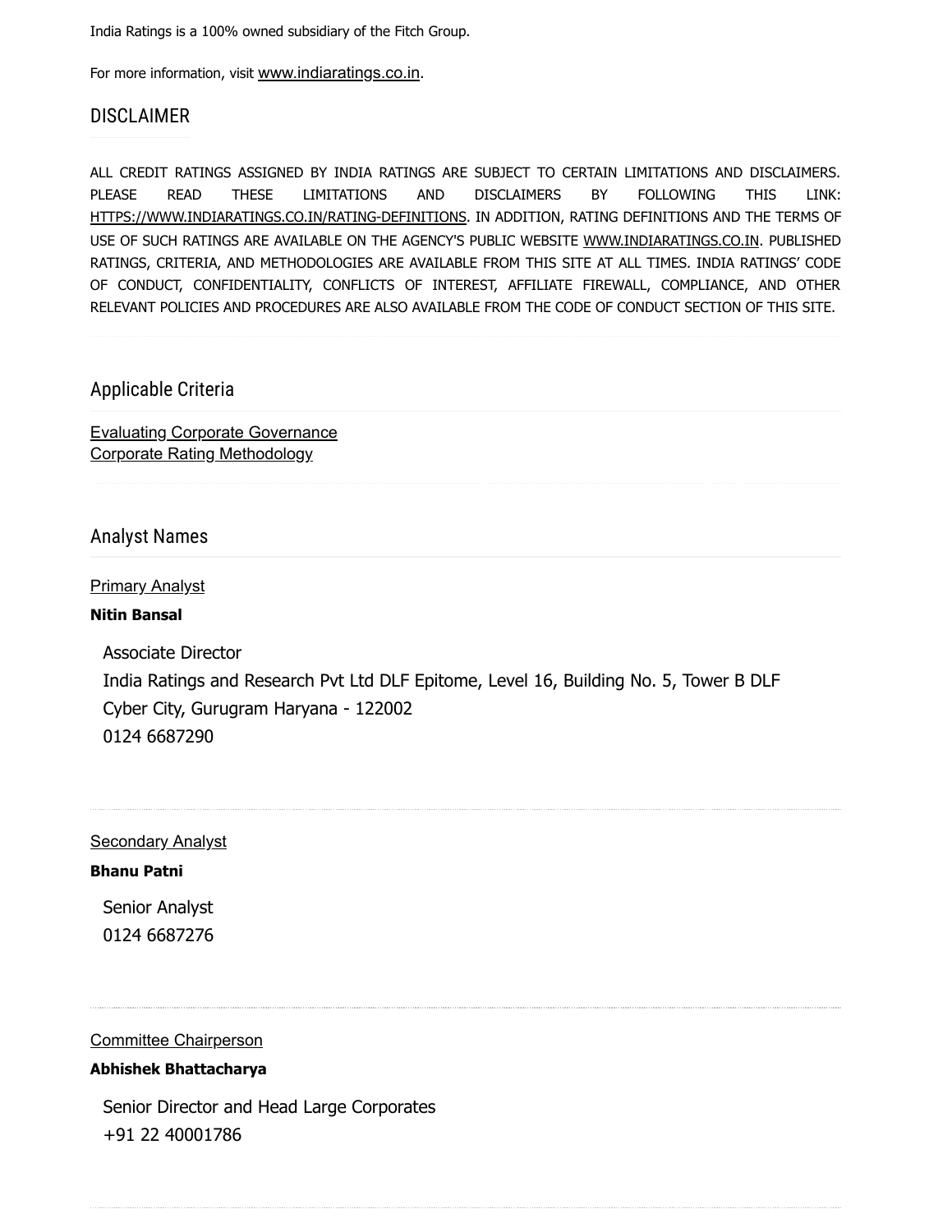India Ratings is a 100% owned subsidiary of the Fitch Group.

For more information, visit www.indiaratings.co.in.

## DISCLAIMER

ALL CREDIT RATINGS ASSIGNED BY INDIA RATINGS ARE SUBJECT TO CERTAIN LIMITATIONS AND DISCLAIMERS. PLEASE READ THESE LIMITATIONS AND DISCLAIMERS BY FOLLOWING THIS LINK: HTTPS://WWW.INDIARATINGS.CO.IN/RATING-DEFINITIONS. IN ADDITION, RATING DEFINITIONS AND THE TERMS OF USE OF SUCH RATINGS ARE AVAILABLE ON THE AGENCY'S PUBLIC WEBSITE WWW.INDIARATINGS.CO.IN. PUBLISHED RATINGS, CRITERIA, AND METHODOLOGIES ARE AVAILABLE FROM THIS SITE AT ALL TIMES. INDIA RATINGS' CODE OF CONDUCT, CONFIDENTIALITY, CONFLICTS OF INTEREST, AFFILIATE FIREWALL, COMPLIANCE, AND OTHER RELEVANT POLICIES AND PROCEDURES ARE ALSO AVAILABLE FROM THE CODE OF CONDUCT SECTION OF THIS SITE.

## Applicable Criteria

Evaluating Corporate Governance
Corporate Rating Methodology

## Analyst Names

Primary Analyst

**Nitin Bansal**

Associate Director
India Ratings and Research Pvt Ltd DLF Epitome, Level 16, Building No. 5, Tower B DLF Cyber City, Gurugram Haryana - 122002
0124 6687290

Secondary Analyst

**Bhanu Patni**

Senior Analyst
0124 6687276

Committee Chairperson

**Abhishek Bhattacharya**

Senior Director and Head Large Corporates
+91 22 40001786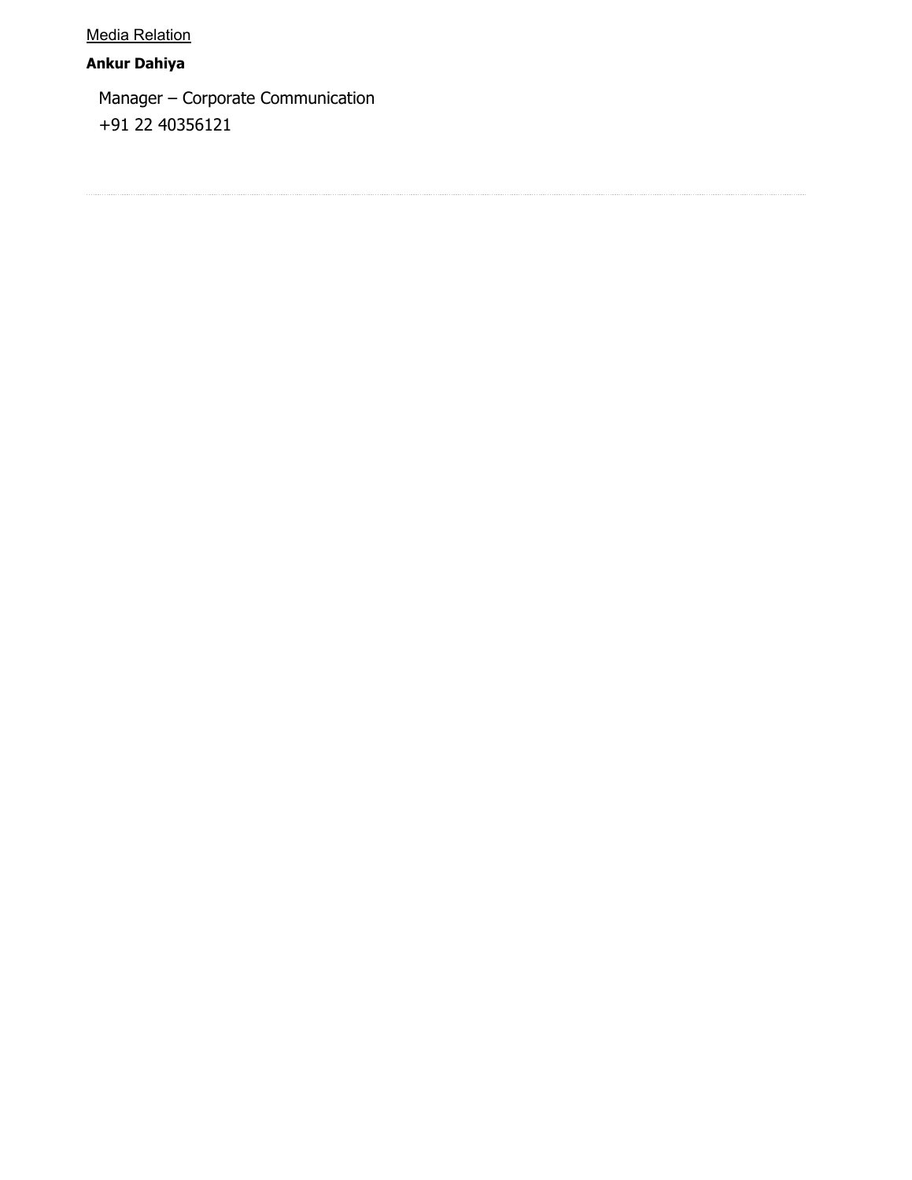<u>Media Relation</u>

**Ankur Dahiya**

Manager – Corporate Communication

+91 22 40356121

---